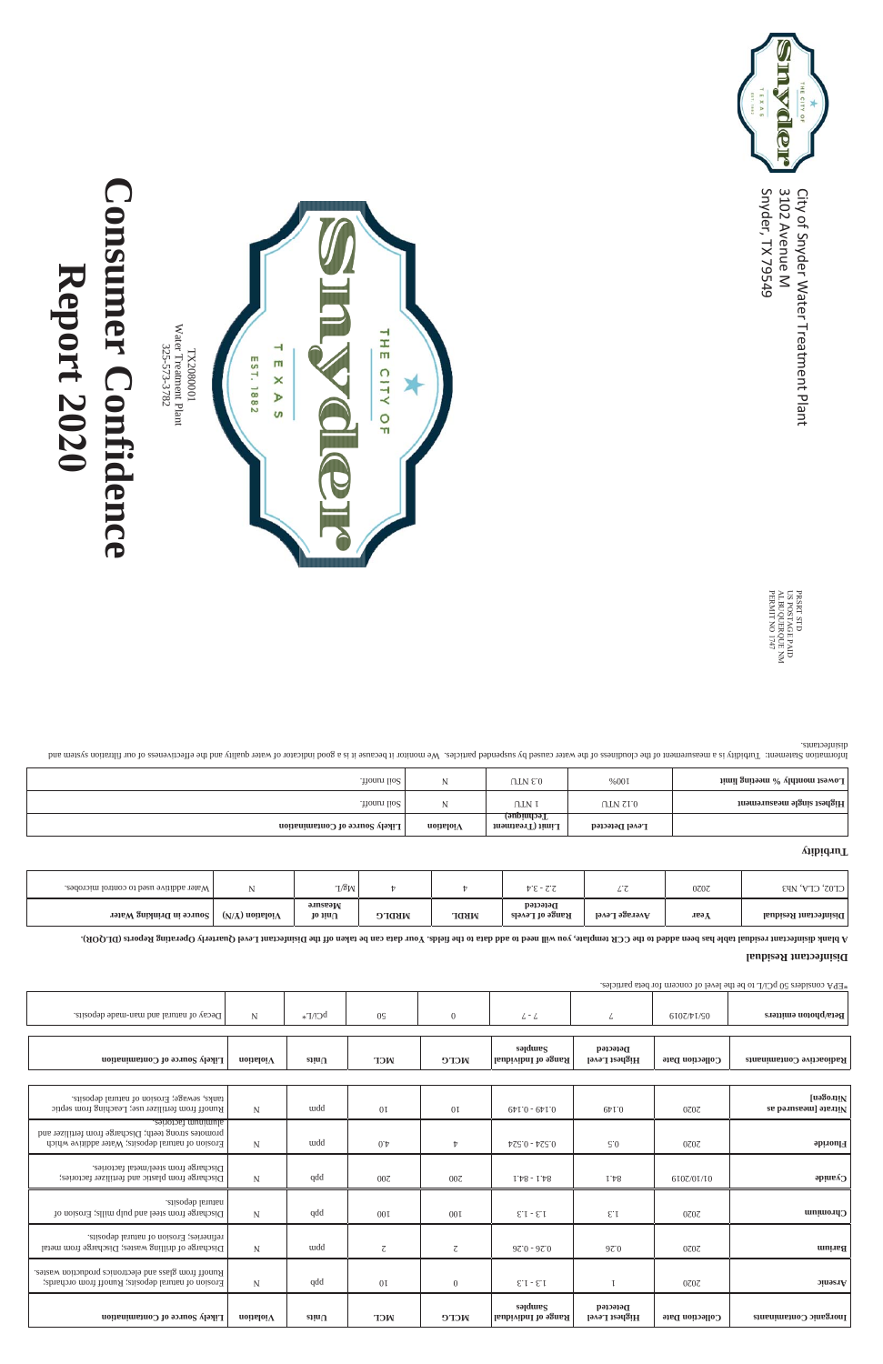City of Snyder Water Treatment Plant
3102 Avenue M
Snyder, TX 79549

PRSRT STD
US POSTAGE PAID
ALBUQUERQUE NM
PERMIT NO 1747

# Consumer Confidence Report 2020

TX2080001
Water Treatment Plant
325-573-3782

| Inorganic Contaminants | Collection Date | Highest Level Detected | Range of Individual Samples | MCLG | MCL | Units | Violation | Likely Source of Contamination |
|---|---|---|---|---|---|---|---|---|
| Arsenic | 2020 | 1 | 1.3 - 1.3 | 0 | 10 | ppb | N | Erosion of natural deposits; Runoff from orchards; Runoff from glass and electronics production wastes. |
| Barium | 2020 | 0.26 | 0.26 - 0.26 | 2 | 2 | ppm | N | Discharge of drilling wastes; Discharge from metal refineries; Erosion of natural deposits. |
| Chromium | 2020 | 1.3 | 1.3 - 1.3 | 100 | 100 | ppb | N | Discharge from steel and pulp mills; Erosion of natural deposits. |
| Cyanide | 01/10/2019 | 84.1 | 84.1 - 84.1 | 200 | 200 | ppb | N | Discharge from plastic and fertilizer factories; Discharge from steel/metal factories. |
| Fluoride | 2020 | 0.5 | 0.524 - 0.524 | 4 | 4.0 | ppm | N | Erosion of natural deposits; Water additive which promotes strong teeth; Discharge from fertilizer and aluminum factories. |
| Nitrate [measured as Nitrogen] | 2020 | 0.149 | 0.149 - 0.149 | 10 | 10 | ppm | N | Runoff from fertilizer use; Leaching from septic tanks, sewage; Erosion of natural deposits. |

| Radioactive Contaminants | Collection Date | Highest Level Detected | Range of Individual Samples | MCLG | MCL | Units | Violation | Likely Source of Contamination |
|---|---|---|---|---|---|---|---|---|
| Beta/photon emitters | 05/14/2019 | 7 | 7 - 7 | 0 | 50 | pCi/L* | N | Decay of natural and man-made deposits. |

*EPA considers 50 pCi/L to be the level of concern for beta particles.

## Disinfectant Residual

A blank disinfectant residual table has been added to the CCR template, you will need to add data to the fields. Your data can be taken off the Disinfectant Level Quarterly Operating Reports (DLQOR).

| Disinfectant Residual | Year | Average Level | Range of Levels Detected | MRDL | MRDLG | Unit of Measure | Violation (Y/N) | Source in Drinking Water |
|---|---|---|---|---|---|---|---|---|
| CL02, CLA, Nh3 | 2020 | 2.7 | 2.2 - 3.4 | 4 | 4 | Mg/L | N | Water additive used to control microbes. |

## Turbidity

| | Level Detected | Limit (Treatment Technique) | Violation | Likely Source of Contamination |
|---|---|---|---|---|
| Highest single measurement | 0.12 NTU | 1 NTU | N | Soil runoff. |
| Lowest monthly % meeting limit | 100% | 0.3 NTU | N | Soil runoff. |

Information Statement: Turbidity is a measurement of the cloudiness of the water caused by suspended particles. We monitor it because it is a good indicator of water quality and the effectiveness of our filtration system and disinfectants.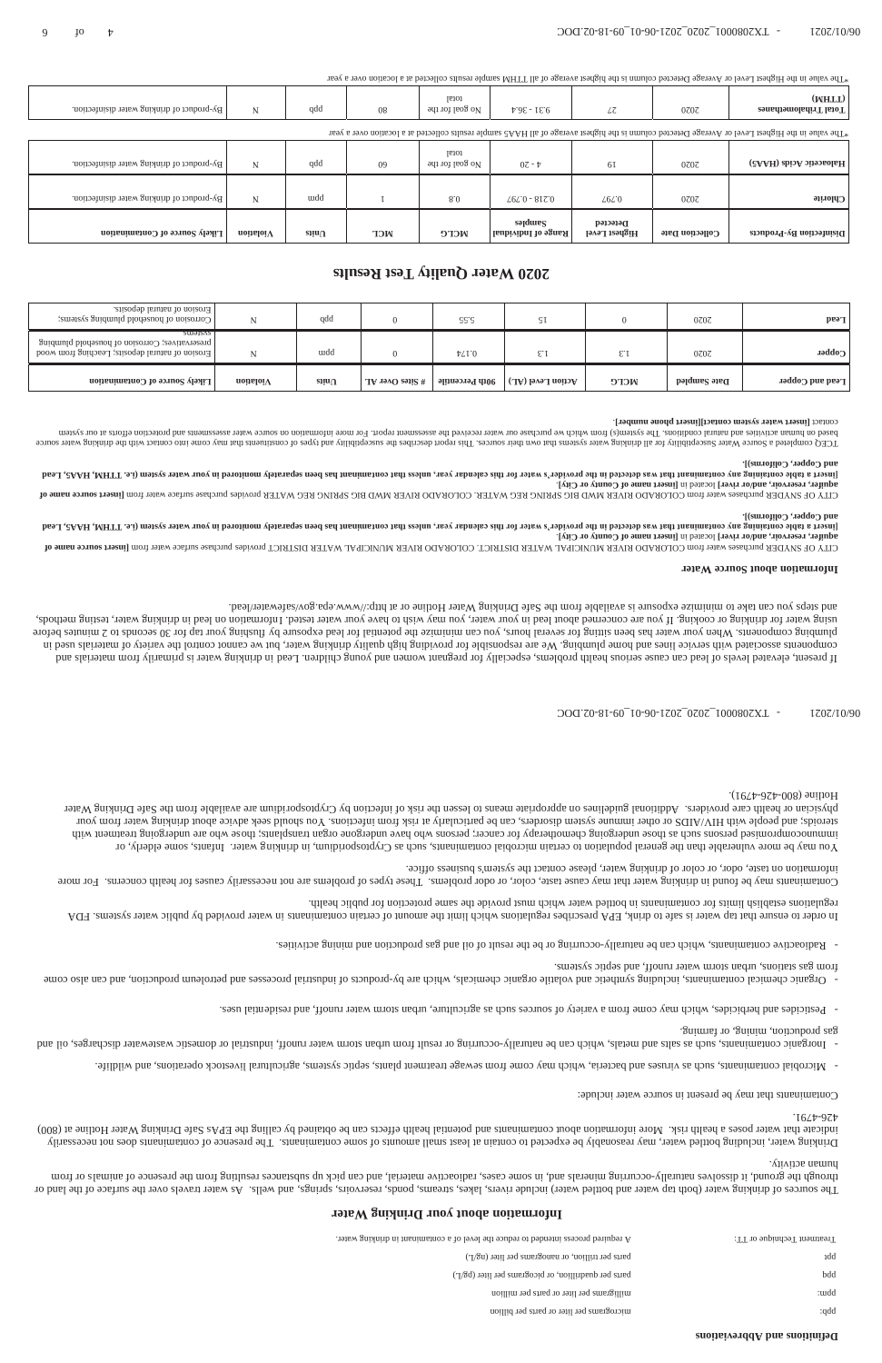## Definitions and Abbreviations

| | |
|---|---|
| ppb: | micrograms per liter or parts per billion |
| ppm: | milligrams per liter or parts per million |
| ppq | parts per quadrillion, or picograms per liter (pg/L) |
| ppt | parts per trillion, or nanograms per liter (ng/L) |
| Treatment Technique or TT: | A required process intended to reduce the level of a contaminant in drinking water. |

## Information about your Drinking Water

The sources of drinking water (both tap water and bottled water) include rivers, lakes, streams, ponds, reservoirs, springs, and wells. As water travels over the surface of the land or through the ground, it dissolves naturally-occurring minerals and, in some cases, radioactive material, and can pick up substances resulting from the presence of animals or from human activity.

Drinking water, including bottled water, may reasonably be expected to contain at least small amounts of some contaminants. The presence of contaminants does not necessarily indicate that water poses a health risk. More information about contaminants and potential health effects can be obtained by calling the EPAs Safe Drinking Water Hotline at (800) 426-4791.

Contaminants that may be present in source water include:

- Microbial contaminants, such as viruses and bacteria, which may come from sewage treatment plants, septic systems, agricultural livestock operations, and wildlife.
- Inorganic contaminants, such as salts and metals, which can be naturally-occurring or result from urban storm water runoff, industrial or domestic wastewater discharges, oil and gas production, mining, or farming.
- Pesticides and herbicides, which may come from a variety of sources such as agriculture, urban storm water runoff, and residential uses.
- Organic chemical contaminants, including synthetic and volatile organic chemicals, which are by-products of industrial processes and petroleum production, and can also come from gas stations, urban storm water runoff, and septic systems.
- Radioactive contaminants, which can be naturally-occurring or be the result of oil and gas production and mining activities.

In order to ensure that tap water is safe to drink, EPA prescribes regulations which limit the amount of certain contaminants in water provided by public water systems. FDA regulations establish limits for contaminants in bottled water which must provide the same protection for public health.

Contaminants may be found in drinking water that may cause taste, color, or odor problems. These types of problems are not necessarily causes for health concerns. For more information on taste, odor, or color of drinking water, please contact the system's business office.

You may be more vulnerable than the general population to certain microbial contaminants, such as Cryptosporidium, in drinking water. Infants, some elderly, or immunocompromised persons such as those undergoing chemotherapy for cancer; persons who have undergone organ transplants; those who are undergoing treatment with steroids; and people with HIV/AIDS or other immune system disorders, can be particularly at risk from infections. You should seek advice about drinking water from your physician or health care providers. Additional guidelines on appropriate means to lessen the risk of infection by Cryptosporidium are available from the Safe Drinking Water Hotline (800-426-4791).

If present, elevated levels of lead can cause serious health problems, especially for pregnant women and young children. Lead in drinking water is primarily from materials and components associated with service lines and home plumbing. We are responsible for providing high quality drinking water, but we cannot control the variety of materials used in plumbing components. When your water has been sitting for several hours, you can minimize the potential for lead exposure by flushing your tap for 30 seconds to 2 minutes before using water for drinking or cooking. If you are concerned about lead in your water, you may wish to have your water tested. Information on lead in drinking water, testing methods, and steps you can take to minimize exposure is available from the Safe Drinking Water Hotline or at http://www.epa.gov/safewater/lead.

## Information about Source Water

CITY OF SNYDER purchases water from COLORADO RIVER MUNICIPAL WATER DISTRICT. COLORADO RIVER MUNICIPAL WATER DISTRICT provides purchase surface water from **[insert source name of aquifer, reservoir, and/or river]** located in **[insert name of County or City]**.

**[insert a table containing any contaminant that was detected in the provider's water for this calendar year, unless that contaminant has been separately monitored in your water system (i.e. TTHM, HAA5, Lead and Copper, Coliforms)].**

CITY OF SNYDER purchases water from COLORADO RIVER MWD BIG SPRING REG WATER. COLORADO RIVER MWD BIG SPRING REG WATER provides purchase surface water from **[insert source name of aquifer, reservoir, and/or river]** located in **[insert name of County or City]**.

**[insert a table containing any contaminant that was detected in the provider's water for this calendar year, unless that contaminant has been separately monitored in your water system (i.e. TTHM, HAA5, Lead and Copper, Coliforms)].**

TCEQ completed a Source Water Susceptibility for all drinking water systems that own their sources. This report describes the susceptibility and types of constituents that may come into contact with the drinking water source based on human activities and natural conditions. The system(s) from which we purchase our water received the assessment report. For more information on source water assessments and protection efforts at our system contact **[insert water system contact][insert phone number]**.

| Lead and Copper | Date Sampled | MCLG | Action Level (AL) | 90th Percentile | # Sites Over AL | Units | Violation | Likely Source of Contamination |
|---|---|---|---|---|---|---|---|---|
| Copper | 2020 | 1.3 | 1.3 | 0.174 | 0 | ppm | N | Erosion of natural deposits; Leaching from wood preservatives; Corrosion of household plumbing systems. |
| Lead | 2020 | 0 | 15 | 5.55 | 0 | ppb | N | Corrosion of household plumbing systems; Erosion of natural deposits. |

## 2020 Water Quality Test Results

| Disinfection By-Products | Collection Date | Highest Level Detected | Range of Individual Samples | MCLG | MCL | Units | Violation | Likely Source of Contamination |
|---|---|---|---|---|---|---|---|---|
| Chlorite | 2020 | 0.797 | 0.218 - 0.797 | 0.8 | 1 | ppm | N | By-product of drinking water disinfection. |
| Haloacetic Acids (HAA5) | 2020 | 19 | 4 - 20 | No goal for the total | 60 | ppb | N | By-product of drinking water disinfection. |

*The value in the Highest Level or Average Detected column is the highest average of all HAA5 sample results collected at a location over a year

| | | | | | | | | |
|---|---|---|---|---|---|---|---|---|
| Total Trihalomethanes (TTHM) | 2020 | 27 | 9.31 - 36.4 | No goal for the total | 80 | ppb | N | By-product of drinking water disinfection. |

*The value in the Highest Level or Average Detected column is the highest average of all TTHM sample results collected at a location over a year